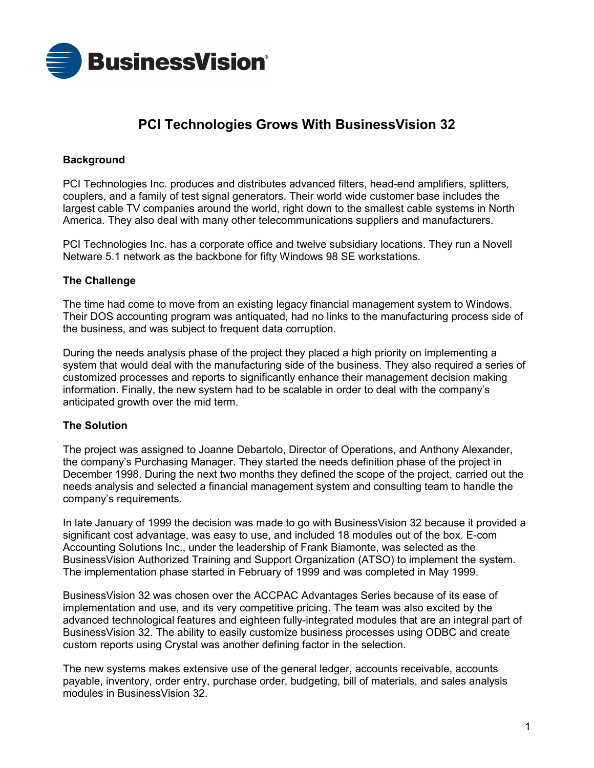# PCI Technologies Grows With BusinessVision 32

### Background

PCI Technologies Inc. produces and distributes advanced filters, head-end amplifiers, splitters, couplers, and a family of test signal generators. Their world wide customer base includes the largest cable TV companies around the world, right down to the smallest cable systems in North America. They also deal with many other telecommunications suppliers and manufacturers.

PCI Technologies Inc. has a corporate office and twelve subsidiary locations. They run a Novell Netware 5.1 network as the backbone for fifty Windows 98 SE workstations.

### The Challenge

The time had come to move from an existing legacy financial management system to Windows. Their DOS accounting program was antiquated, had no links to the manufacturing process side of the business, and was subject to frequent data corruption.

During the needs analysis phase of the project they placed a high priority on implementing a system that would deal with the manufacturing side of the business. They also required a series of customized processes and reports to significantly enhance their management decision making information. Finally, the new system had to be scalable in order to deal with the company's anticipated growth over the mid term.

### The Solution

The project was assigned to Joanne Debartolo, Director of Operations, and Anthony Alexander, the company's Purchasing Manager. They started the needs definition phase of the project in December 1998. During the next two months they defined the scope of the project, carried out the needs analysis and selected a financial management system and consulting team to handle the company's requirements.

In late January of 1999 the decision was made to go with BusinessVision 32 because it provided a significant cost advantage, was easy to use, and included 18 modules out of the box. E-com Accounting Solutions Inc., under the leadership of Frank Biamonte, was selected as the BusinessVision Authorized Training and Support Organization (ATSO) to implement the system. The implementation phase started in February of 1999 and was completed in May 1999.

BusinessVision 32 was chosen over the ACCPAC Advantages Series because of its ease of implementation and use, and its very competitive pricing. The team was also excited by the advanced technological features and eighteen fully-integrated modules that are an integral part of BusinessVision 32. The ability to easily customize business processes using ODBC and create custom reports using Crystal was another defining factor in the selection.

The new systems makes extensive use of the general ledger, accounts receivable, accounts payable, inventory, order entry, purchase order, budgeting, bill of materials, and sales analysis modules in BusinessVision 32.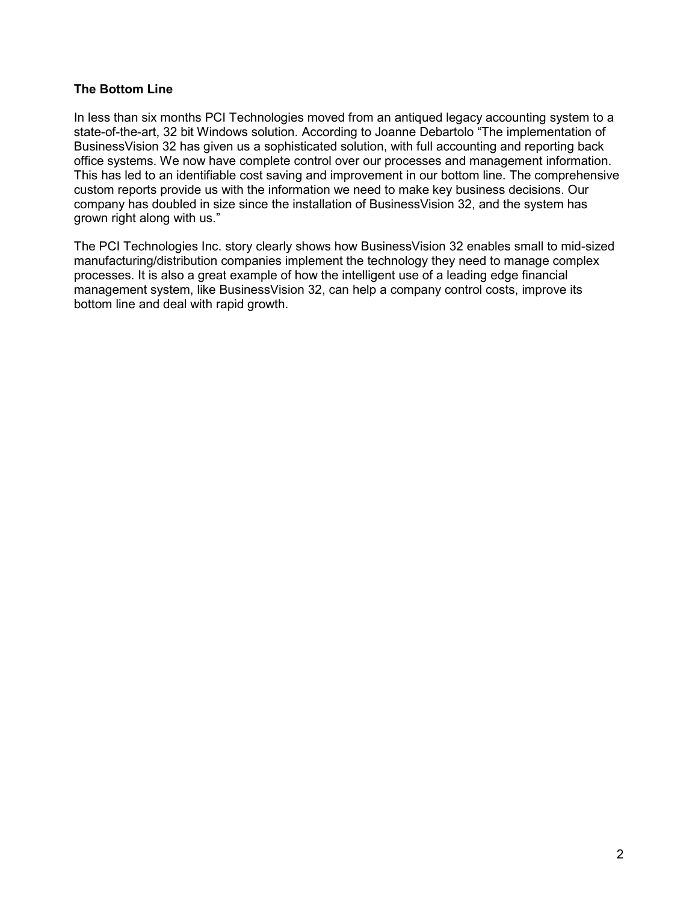**The Bottom Line**

In less than six months PCI Technologies moved from an antiqued legacy accounting system to a state-of-the-art, 32 bit Windows solution. According to Joanne Debartolo "The implementation of BusinessVision 32 has given us a sophisticated solution, with full accounting and reporting back office systems. We now have complete control over our processes and management information. This has led to an identifiable cost saving and improvement in our bottom line. The comprehensive custom reports provide us with the information we need to make key business decisions. Our company has doubled in size since the installation of BusinessVision 32, and the system has grown right along with us."

The PCI Technologies Inc. story clearly shows how BusinessVision 32 enables small to mid-sized manufacturing/distribution companies implement the technology they need to manage complex processes. It is also a great example of how the intelligent use of a leading edge financial management system, like BusinessVision 32, can help a company control costs, improve its bottom line and deal with rapid growth.